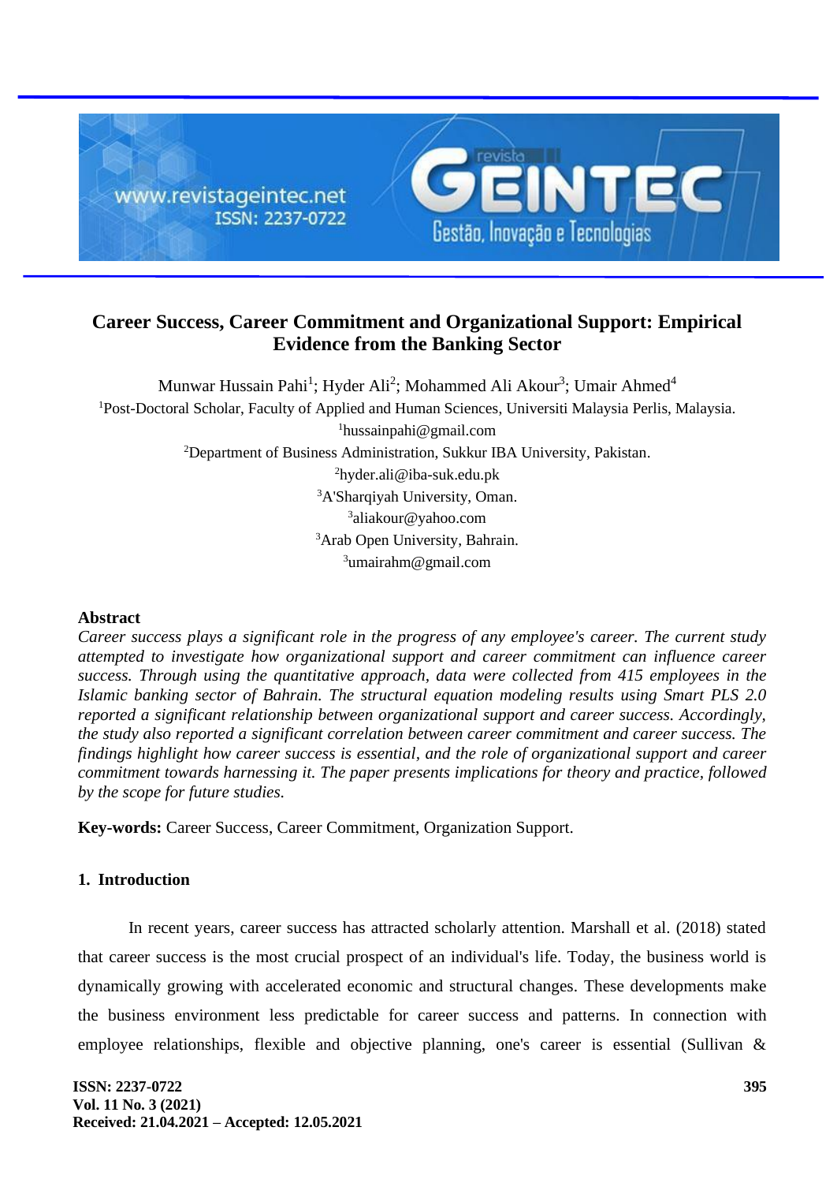# Career Success, Career Commitment and Organizational Support: Empirical Evidence from the Banking Sector

Munwar Hussain Pahi[1]; Hyder Ali[2]; Mohammed Ali Akour[3]; Umair Ahmed[4]

[1]Post-Doctoral Scholar, Faculty of Applied and Human Sciences, Universiti Malaysia Perlis, Malaysia.
[1]hussainpahi@gmail.com

[2]Department of Business Administration, Sukkur IBA University, Pakistan.
[2]hyder.ali@iba-suk.edu.pk

[3]A'Sharqiyah University, Oman.
[3]aliakour@yahoo.com

[3]Arab Open University, Bahrain.
[3]umairahm@gmail.com

## Abstract

*Career success plays a significant role in the progress of any employee's career. The current study attempted to investigate how organizational support and career commitment can influence career success. Through using the quantitative approach, data were collected from 415 employees in the Islamic banking sector of Bahrain. The structural equation modeling results using Smart PLS 2.0 reported a significant relationship between organizational support and career success. Accordingly, the study also reported a significant correlation between career commitment and career success. The findings highlight how career success is essential, and the role of organizational support and career commitment towards harnessing it. The paper presents implications for theory and practice, followed by the scope for future studies.*

**Key-words:** Career Success, Career Commitment, Organization Support.

## 1. Introduction

In recent years, career success has attracted scholarly attention. Marshall et al. (2018) stated that career success is the most crucial prospect of an individual's life. Today, the business world is dynamically growing with accelerated economic and structural changes. These developments make the business environment less predictable for career success and patterns. In connection with employee relationships, flexible and objective planning, one's career is essential (Sullivan &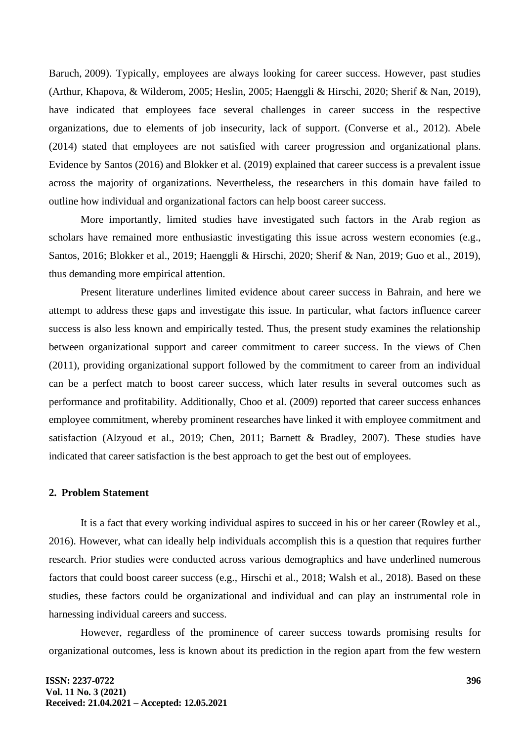Baruch, 2009). Typically, employees are always looking for career success. However, past studies (Arthur, Khapova, & Wilderom, 2005; Heslin, 2005; Haenggli & Hirschi, 2020; Sherif & Nan, 2019), have indicated that employees face several challenges in career success in the respective organizations, due to elements of job insecurity, lack of support. (Converse et al., 2012). Abele (2014) stated that employees are not satisfied with career progression and organizational plans. Evidence by Santos (2016) and Blokker et al. (2019) explained that career success is a prevalent issue across the majority of organizations. Nevertheless, the researchers in this domain have failed to outline how individual and organizational factors can help boost career success.

More importantly, limited studies have investigated such factors in the Arab region as scholars have remained more enthusiastic investigating this issue across western economies (e.g., Santos, 2016; Blokker et al., 2019; Haenggli & Hirschi, 2020; Sherif & Nan, 2019; Guo et al., 2019), thus demanding more empirical attention.

Present literature underlines limited evidence about career success in Bahrain, and here we attempt to address these gaps and investigate this issue. In particular, what factors influence career success is also less known and empirically tested. Thus, the present study examines the relationship between organizational support and career commitment to career success. In the views of Chen (2011), providing organizational support followed by the commitment to career from an individual can be a perfect match to boost career success, which later results in several outcomes such as performance and profitability. Additionally, Choo et al. (2009) reported that career success enhances employee commitment, whereby prominent researches have linked it with employee commitment and satisfaction (Alzyoud et al., 2019; Chen, 2011; Barnett & Bradley, 2007). These studies have indicated that career satisfaction is the best approach to get the best out of employees.

## 2. Problem Statement

It is a fact that every working individual aspires to succeed in his or her career (Rowley et al., 2016). However, what can ideally help individuals accomplish this is a question that requires further research. Prior studies were conducted across various demographics and have underlined numerous factors that could boost career success (e.g., Hirschi et al., 2018; Walsh et al., 2018). Based on these studies, these factors could be organizational and individual and can play an instrumental role in harnessing individual careers and success.

However, regardless of the prominence of career success towards promising results for organizational outcomes, less is known about its prediction in the region apart from the few western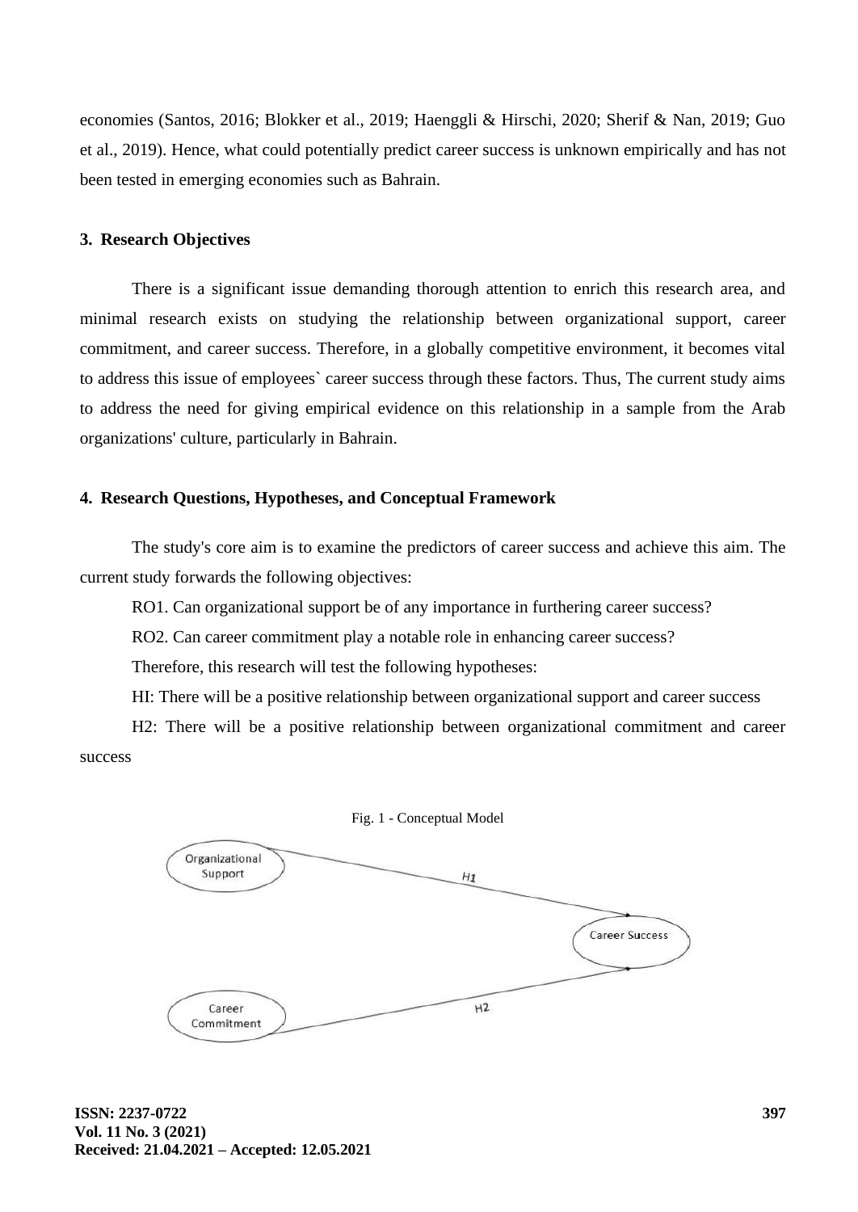economies (Santos, 2016; Blokker et al., 2019; Haenggli & Hirschi, 2020; Sherif & Nan, 2019; Guo et al., 2019). Hence, what could potentially predict career success is unknown empirically and has not been tested in emerging economies such as Bahrain.

## 3. Research Objectives

There is a significant issue demanding thorough attention to enrich this research area, and minimal research exists on studying the relationship between organizational support, career commitment, and career success. Therefore, in a globally competitive environment, it becomes vital to address this issue of employees` career success through these factors. Thus, The current study aims to address the need for giving empirical evidence on this relationship in a sample from the Arab organizations' culture, particularly in Bahrain.

## 4. Research Questions, Hypotheses, and Conceptual Framework

The study's core aim is to examine the predictors of career success and achieve this aim. The current study forwards the following objectives:

RO1. Can organizational support be of any importance in furthering career success?

RO2. Can career commitment play a notable role in enhancing career success?

Therefore, this research will test the following hypotheses:

HI: There will be a positive relationship between organizational support and career success

H2: There will be a positive relationship between organizational commitment and career success

Fig. 1 - Conceptual Model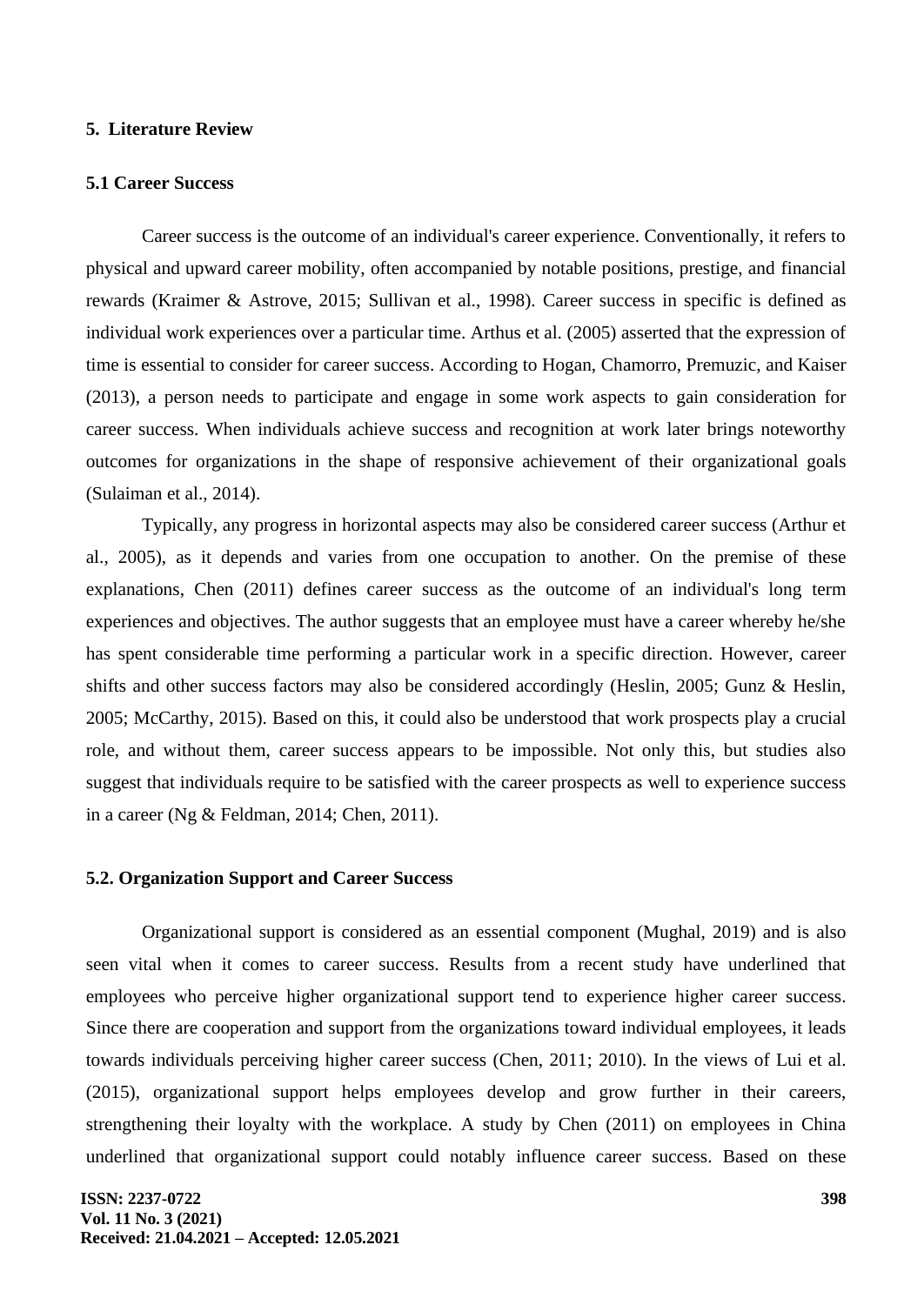## 5. Literature Review

### 5.1 Career Success

Career success is the outcome of an individual's career experience. Conventionally, it refers to physical and upward career mobility, often accompanied by notable positions, prestige, and financial rewards (Kraimer & Astrove, 2015; Sullivan et al., 1998). Career success in specific is defined as individual work experiences over a particular time. Arthus et al. (2005) asserted that the expression of time is essential to consider for career success. According to Hogan, Chamorro, Premuzic, and Kaiser (2013), a person needs to participate and engage in some work aspects to gain consideration for career success. When individuals achieve success and recognition at work later brings noteworthy outcomes for organizations in the shape of responsive achievement of their organizational goals (Sulaiman et al., 2014).

Typically, any progress in horizontal aspects may also be considered career success (Arthur et al., 2005), as it depends and varies from one occupation to another. On the premise of these explanations, Chen (2011) defines career success as the outcome of an individual's long term experiences and objectives. The author suggests that an employee must have a career whereby he/she has spent considerable time performing a particular work in a specific direction. However, career shifts and other success factors may also be considered accordingly (Heslin, 2005; Gunz & Heslin, 2005; McCarthy, 2015). Based on this, it could also be understood that work prospects play a crucial role, and without them, career success appears to be impossible. Not only this, but studies also suggest that individuals require to be satisfied with the career prospects as well to experience success in a career (Ng & Feldman, 2014; Chen, 2011).

### 5.2. Organization Support and Career Success

Organizational support is considered as an essential component (Mughal, 2019) and is also seen vital when it comes to career success. Results from a recent study have underlined that employees who perceive higher organizational support tend to experience higher career success. Since there are cooperation and support from the organizations toward individual employees, it leads towards individuals perceiving higher career success (Chen, 2011; 2010). In the views of Lui et al. (2015), organizational support helps employees develop and grow further in their careers, strengthening their loyalty with the workplace. A study by Chen (2011) on employees in China underlined that organizational support could notably influence career success. Based on these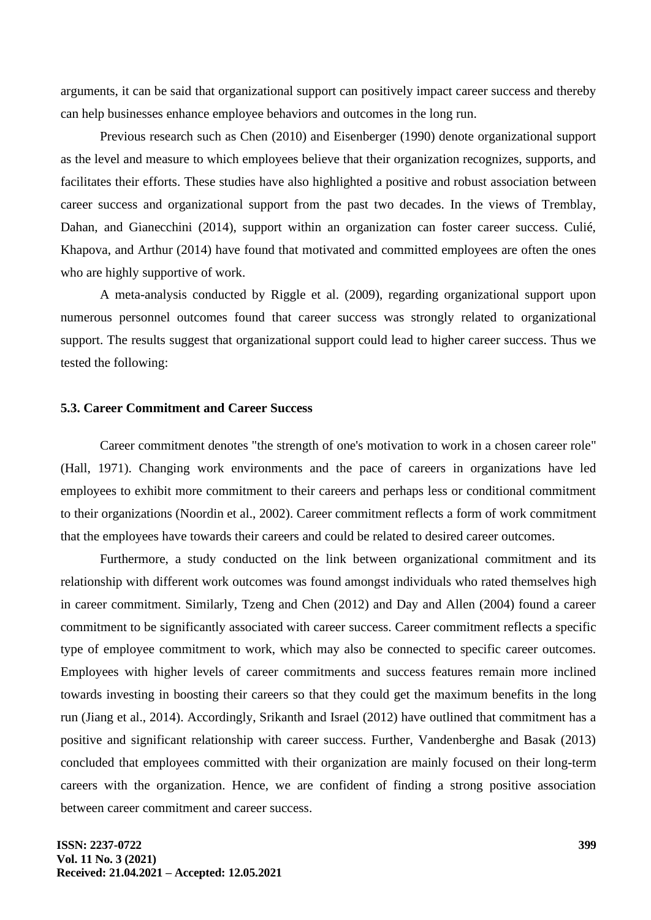arguments, it can be said that organizational support can positively impact career success and thereby can help businesses enhance employee behaviors and outcomes in the long run.

Previous research such as Chen (2010) and Eisenberger (1990) denote organizational support as the level and measure to which employees believe that their organization recognizes, supports, and facilitates their efforts. These studies have also highlighted a positive and robust association between career success and organizational support from the past two decades. In the views of Tremblay, Dahan, and Gianecchini (2014), support within an organization can foster career success. Culié, Khapova, and Arthur (2014) have found that motivated and committed employees are often the ones who are highly supportive of work.

A meta-analysis conducted by Riggle et al. (2009), regarding organizational support upon numerous personnel outcomes found that career success was strongly related to organizational support. The results suggest that organizational support could lead to higher career success. Thus we tested the following:

### 5.3. Career Commitment and Career Success

Career commitment denotes "the strength of one's motivation to work in a chosen career role" (Hall, 1971). Changing work environments and the pace of careers in organizations have led employees to exhibit more commitment to their careers and perhaps less or conditional commitment to their organizations (Noordin et al., 2002). Career commitment reflects a form of work commitment that the employees have towards their careers and could be related to desired career outcomes.

Furthermore, a study conducted on the link between organizational commitment and its relationship with different work outcomes was found amongst individuals who rated themselves high in career commitment. Similarly, Tzeng and Chen (2012) and Day and Allen (2004) found a career commitment to be significantly associated with career success. Career commitment reflects a specific type of employee commitment to work, which may also be connected to specific career outcomes. Employees with higher levels of career commitments and success features remain more inclined towards investing in boosting their careers so that they could get the maximum benefits in the long run (Jiang et al., 2014). Accordingly, Srikanth and Israel (2012) have outlined that commitment has a positive and significant relationship with career success. Further, Vandenberghe and Basak (2013) concluded that employees committed with their organization are mainly focused on their long-term careers with the organization. Hence, we are confident of finding a strong positive association between career commitment and career success.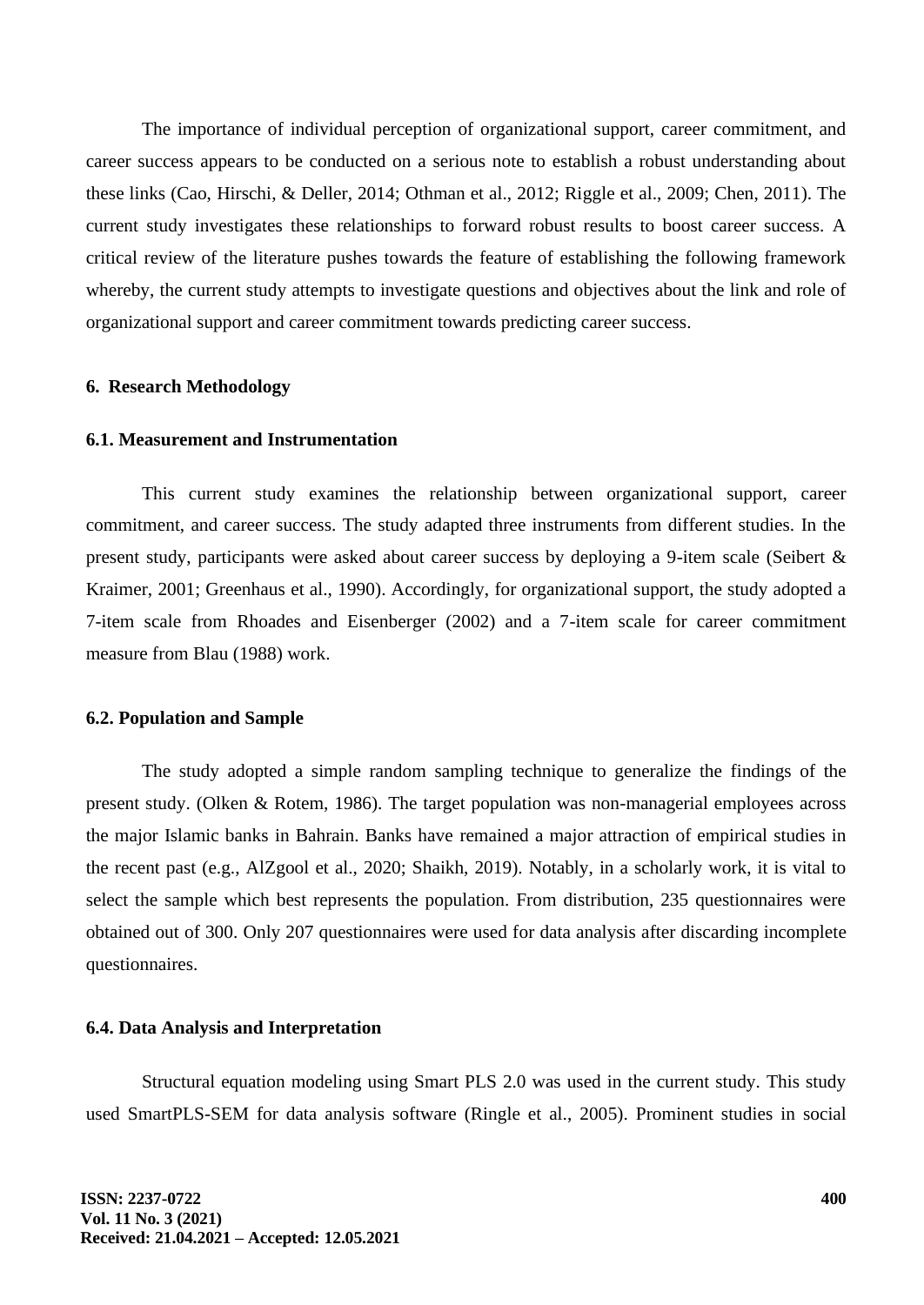The importance of individual perception of organizational support, career commitment, and career success appears to be conducted on a serious note to establish a robust understanding about these links (Cao, Hirschi, & Deller, 2014; Othman et al., 2012; Riggle et al., 2009; Chen, 2011). The current study investigates these relationships to forward robust results to boost career success. A critical review of the literature pushes towards the feature of establishing the following framework whereby, the current study attempts to investigate questions and objectives about the link and role of organizational support and career commitment towards predicting career success.

## 6. Research Methodology

### 6.1. Measurement and Instrumentation

This current study examines the relationship between organizational support, career commitment, and career success. The study adapted three instruments from different studies. In the present study, participants were asked about career success by deploying a 9-item scale (Seibert & Kraimer, 2001; Greenhaus et al., 1990). Accordingly, for organizational support, the study adopted a 7-item scale from Rhoades and Eisenberger (2002) and a 7-item scale for career commitment measure from Blau (1988) work.

### 6.2. Population and Sample

The study adopted a simple random sampling technique to generalize the findings of the present study. (Olken & Rotem, 1986). The target population was non-managerial employees across the major Islamic banks in Bahrain. Banks have remained a major attraction of empirical studies in the recent past (e.g., AlZgool et al., 2020; Shaikh, 2019). Notably, in a scholarly work, it is vital to select the sample which best represents the population. From distribution, 235 questionnaires were obtained out of 300. Only 207 questionnaires were used for data analysis after discarding incomplete questionnaires.

### 6.4. Data Analysis and Interpretation

Structural equation modeling using Smart PLS 2.0 was used in the current study. This study used SmartPLS-SEM for data analysis software (Ringle et al., 2005). Prominent studies in social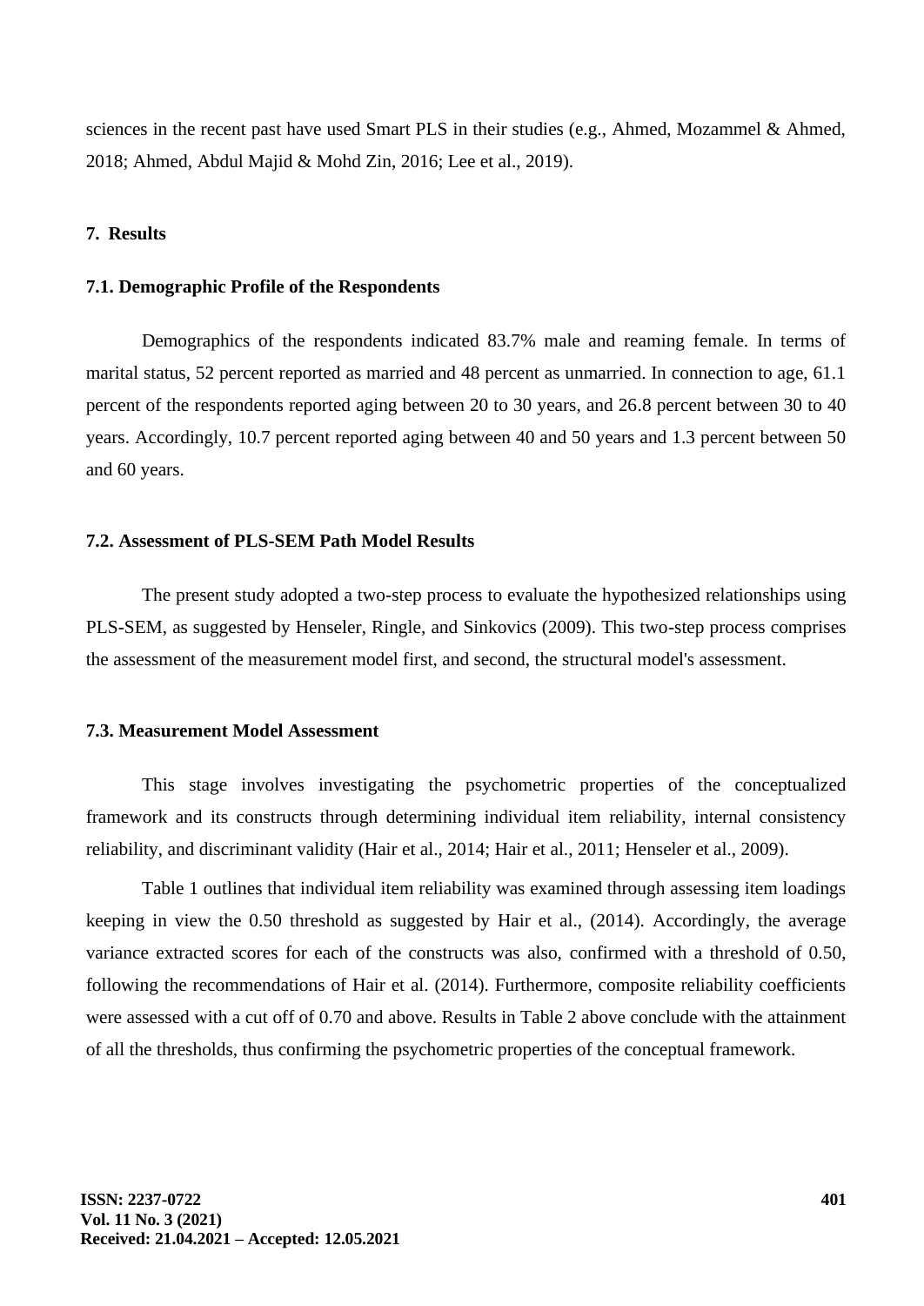sciences in the recent past have used Smart PLS in their studies (e.g., Ahmed, Mozammel & Ahmed, 2018; Ahmed, Abdul Majid & Mohd Zin, 2016; Lee et al., 2019).

## 7. Results

### 7.1. Demographic Profile of the Respondents

Demographics of the respondents indicated 83.7% male and reaming female. In terms of marital status, 52 percent reported as married and 48 percent as unmarried. In connection to age, 61.1 percent of the respondents reported aging between 20 to 30 years, and 26.8 percent between 30 to 40 years. Accordingly, 10.7 percent reported aging between 40 and 50 years and 1.3 percent between 50 and 60 years.

### 7.2. Assessment of PLS-SEM Path Model Results

The present study adopted a two-step process to evaluate the hypothesized relationships using PLS-SEM, as suggested by Henseler, Ringle, and Sinkovics (2009). This two-step process comprises the assessment of the measurement model first, and second, the structural model's assessment.

### 7.3. Measurement Model Assessment

This stage involves investigating the psychometric properties of the conceptualized framework and its constructs through determining individual item reliability, internal consistency reliability, and discriminant validity (Hair et al., 2014; Hair et al., 2011; Henseler et al., 2009).

Table 1 outlines that individual item reliability was examined through assessing item loadings keeping in view the 0.50 threshold as suggested by Hair et al., (2014). Accordingly, the average variance extracted scores for each of the constructs was also, confirmed with a threshold of 0.50, following the recommendations of Hair et al. (2014). Furthermore, composite reliability coefficients were assessed with a cut off of 0.70 and above. Results in Table 2 above conclude with the attainment of all the thresholds, thus confirming the psychometric properties of the conceptual framework.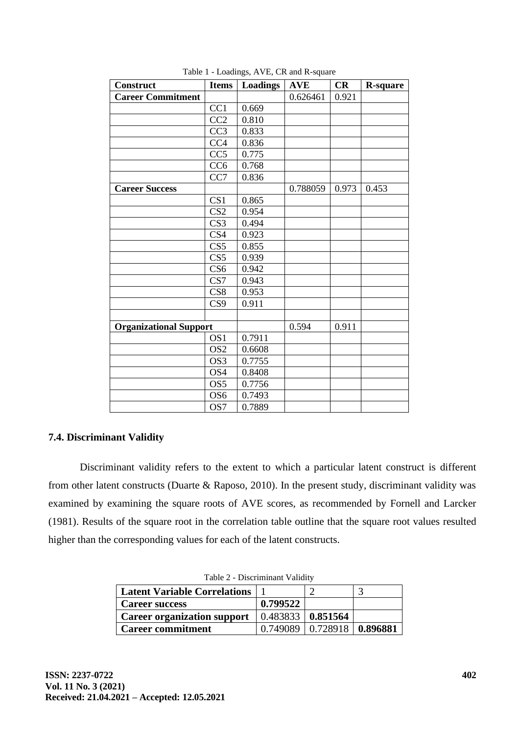Table 1 - Loadings, AVE, CR and R-square

| Construct | Items | Loadings | AVE | CR | R-square |
|---|---|---|---|---|---|
| **Career Commitment** | | | 0.626461 | 0.921 | |
| | CC1 | 0.669 | | | |
| | CC2 | 0.810 | | | |
| | CC3 | 0.833 | | | |
| | CC4 | 0.836 | | | |
| | CC5 | 0.775 | | | |
| | CC6 | 0.768 | | | |
| | CC7 | 0.836 | | | |
| **Career Success** | | | 0.788059 | 0.973 | 0.453 |
| | CS1 | 0.865 | | | |
| | CS2 | 0.954 | | | |
| | CS3 | 0.494 | | | |
| | CS4 | 0.923 | | | |
| | CS5 | 0.855 | | | |
| | CS5 | 0.939 | | | |
| | CS6 | 0.942 | | | |
| | CS7 | 0.943 | | | |
| | CS8 | 0.953 | | | |
| | CS9 | 0.911 | | | |
| | | | | | |
| **Organizational Support** | | | 0.594 | 0.911 | |
| | OS1 | 0.7911 | | | |
| | OS2 | 0.6608 | | | |
| | OS3 | 0.7755 | | | |
| | OS4 | 0.8408 | | | |
| | OS5 | 0.7756 | | | |
| | OS6 | 0.7493 | | | |
| | OS7 | 0.7889 | | | |

### 7.4. Discriminant Validity

Discriminant validity refers to the extent to which a particular latent construct is different from other latent constructs (Duarte & Raposo, 2010). In the present study, discriminant validity was examined by examining the square roots of AVE scores, as recommended by Fornell and Larcker (1981). Results of the square root in the correlation table outline that the square root values resulted higher than the corresponding values for each of the latent constructs.

Table 2 - Discriminant Validity

| Latent Variable Correlations | 1 | 2 | 3 |
|---|---|---|---|
| **Career success** | **0.799522** | | |
| **Career organization support** | 0.483833 | **0.851564** | |
| **Career commitment** | 0.749089 | 0.728918 | **0.896881** |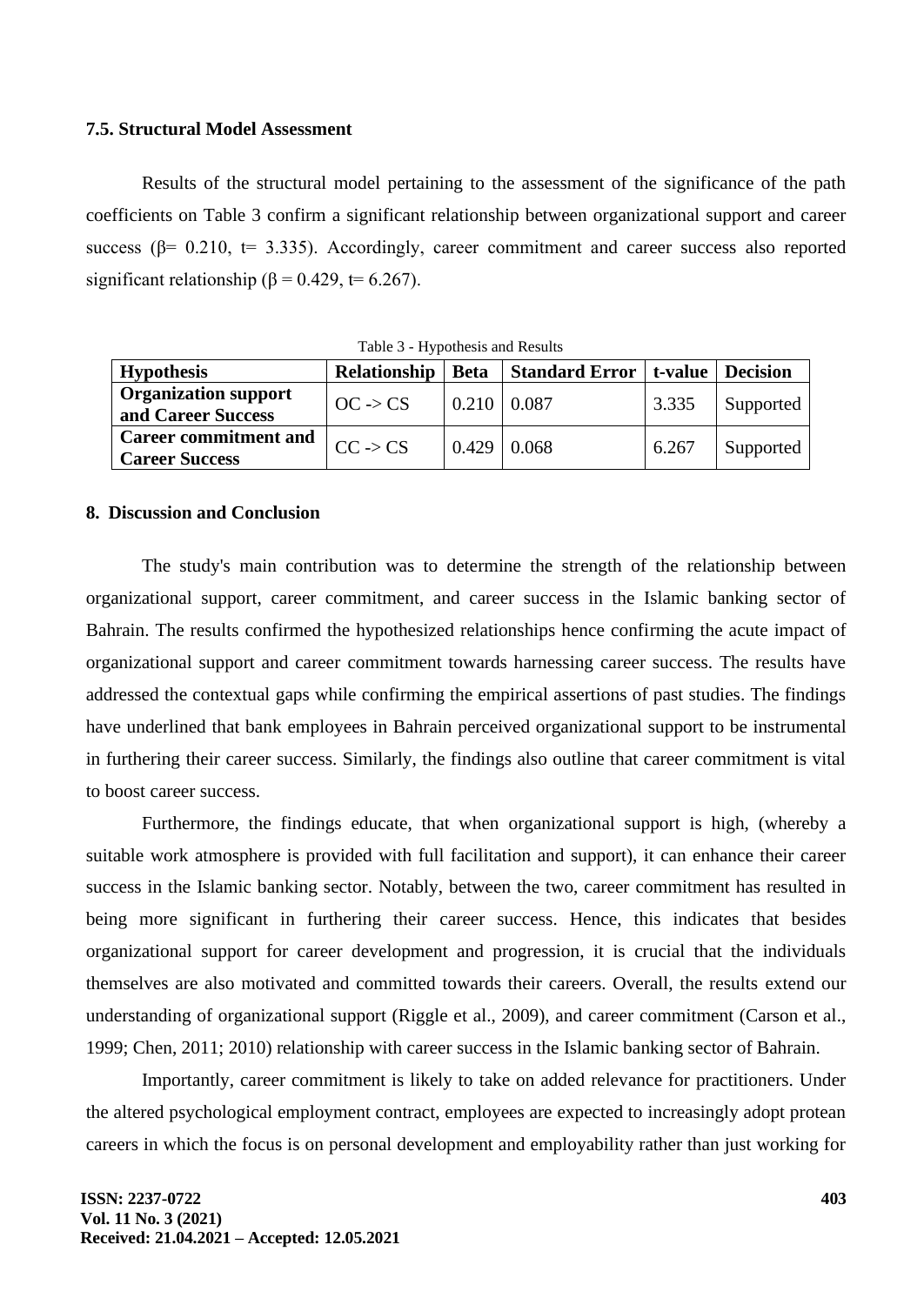### 7.5. Structural Model Assessment

Results of the structural model pertaining to the assessment of the significance of the path coefficients on Table 3 confirm a significant relationship between organizational support and career success ($\beta = 0.210$, $t = 3.335$). Accordingly, career commitment and career success also reported significant relationship ($\beta = 0.429$, $t = 6.267$).

Table 3 - Hypothesis and Results

| Hypothesis | Relationship | Beta | Standard Error | t-value | Decision |
|---|---|---|---|---|---|
| **Organization support and Career Success** | OC -> CS | 0.210 | 0.087 | 3.335 | Supported |
| **Career commitment and Career Success** | CC -> CS | 0.429 | 0.068 | 6.267 | Supported |

## 8. Discussion and Conclusion

The study's main contribution was to determine the strength of the relationship between organizational support, career commitment, and career success in the Islamic banking sector of Bahrain. The results confirmed the hypothesized relationships hence confirming the acute impact of organizational support and career commitment towards harnessing career success. The results have addressed the contextual gaps while confirming the empirical assertions of past studies. The findings have underlined that bank employees in Bahrain perceived organizational support to be instrumental in furthering their career success. Similarly, the findings also outline that career commitment is vital to boost career success.

Furthermore, the findings educate, that when organizational support is high, (whereby a suitable work atmosphere is provided with full facilitation and support), it can enhance their career success in the Islamic banking sector. Notably, between the two, career commitment has resulted in being more significant in furthering their career success. Hence, this indicates that besides organizational support for career development and progression, it is crucial that the individuals themselves are also motivated and committed towards their careers. Overall, the results extend our understanding of organizational support (Riggle et al., 2009), and career commitment (Carson et al., 1999; Chen, 2011; 2010) relationship with career success in the Islamic banking sector of Bahrain.

Importantly, career commitment is likely to take on added relevance for practitioners. Under the altered psychological employment contract, employees are expected to increasingly adopt protean careers in which the focus is on personal development and employability rather than just working for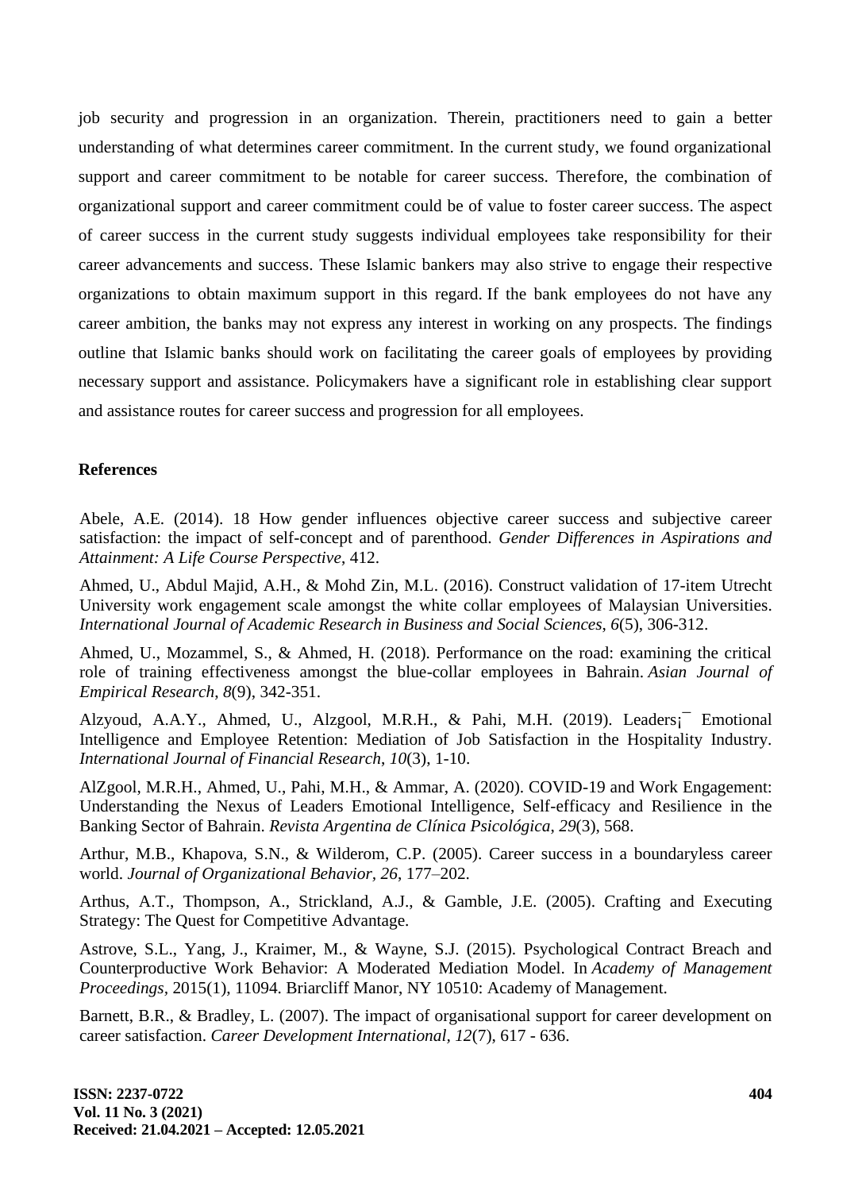job security and progression in an organization. Therein, practitioners need to gain a better understanding of what determines career commitment. In the current study, we found organizational support and career commitment to be notable for career success. Therefore, the combination of organizational support and career commitment could be of value to foster career success. The aspect of career success in the current study suggests individual employees take responsibility for their career advancements and success. These Islamic bankers may also strive to engage their respective organizations to obtain maximum support in this regard. If the bank employees do not have any career ambition, the banks may not express any interest in working on any prospects. The findings outline that Islamic banks should work on facilitating the career goals of employees by providing necessary support and assistance. Policymakers have a significant role in establishing clear support and assistance routes for career success and progression for all employees.

## References

Abele, A.E. (2014). 18 How gender influences objective career success and subjective career satisfaction: the impact of self-concept and of parenthood. *Gender Differences in Aspirations and Attainment: A Life Course Perspective*, 412.

Ahmed, U., Abdul Majid, A.H., & Mohd Zin, M.L. (2016). Construct validation of 17-item Utrecht University work engagement scale amongst the white collar employees of Malaysian Universities. *International Journal of Academic Research in Business and Social Sciences*, *6*(5), 306-312.

Ahmed, U., Mozammel, S., & Ahmed, H. (2018). Performance on the road: examining the critical role of training effectiveness amongst the blue-collar employees in Bahrain. *Asian Journal of Empirical Research*, *8*(9), 342-351.

Alzyoud, A.A.Y., Ahmed, U., Alzgool, M.R.H., & Pahi, M.H. (2019). Leaders¡¯ Emotional Intelligence and Employee Retention: Mediation of Job Satisfaction in the Hospitality Industry. *International Journal of Financial Research*, *10*(3), 1-10.

AlZgool, M.R.H., Ahmed, U., Pahi, M.H., & Ammar, A. (2020). COVID-19 and Work Engagement: Understanding the Nexus of Leaders Emotional Intelligence, Self-efficacy and Resilience in the Banking Sector of Bahrain. *Revista Argentina de Clínica Psicológica*, *29*(3), 568.

Arthur, M.B., Khapova, S.N., & Wilderom, C.P. (2005). Career success in a boundaryless career world. *Journal of Organizational Behavior*, *26*, 177–202.

Arthus, A.T., Thompson, A., Strickland, A.J., & Gamble, J.E. (2005). Crafting and Executing Strategy: The Quest for Competitive Advantage.

Astrove, S.L., Yang, J., Kraimer, M., & Wayne, S.J. (2015). Psychological Contract Breach and Counterproductive Work Behavior: A Moderated Mediation Model. In *Academy of Management Proceedings*, 2015(1), 11094. Briarcliff Manor, NY 10510: Academy of Management.

Barnett, B.R., & Bradley, L. (2007). The impact of organisational support for career development on career satisfaction. *Career Development International*, *12*(7), 617 - 636.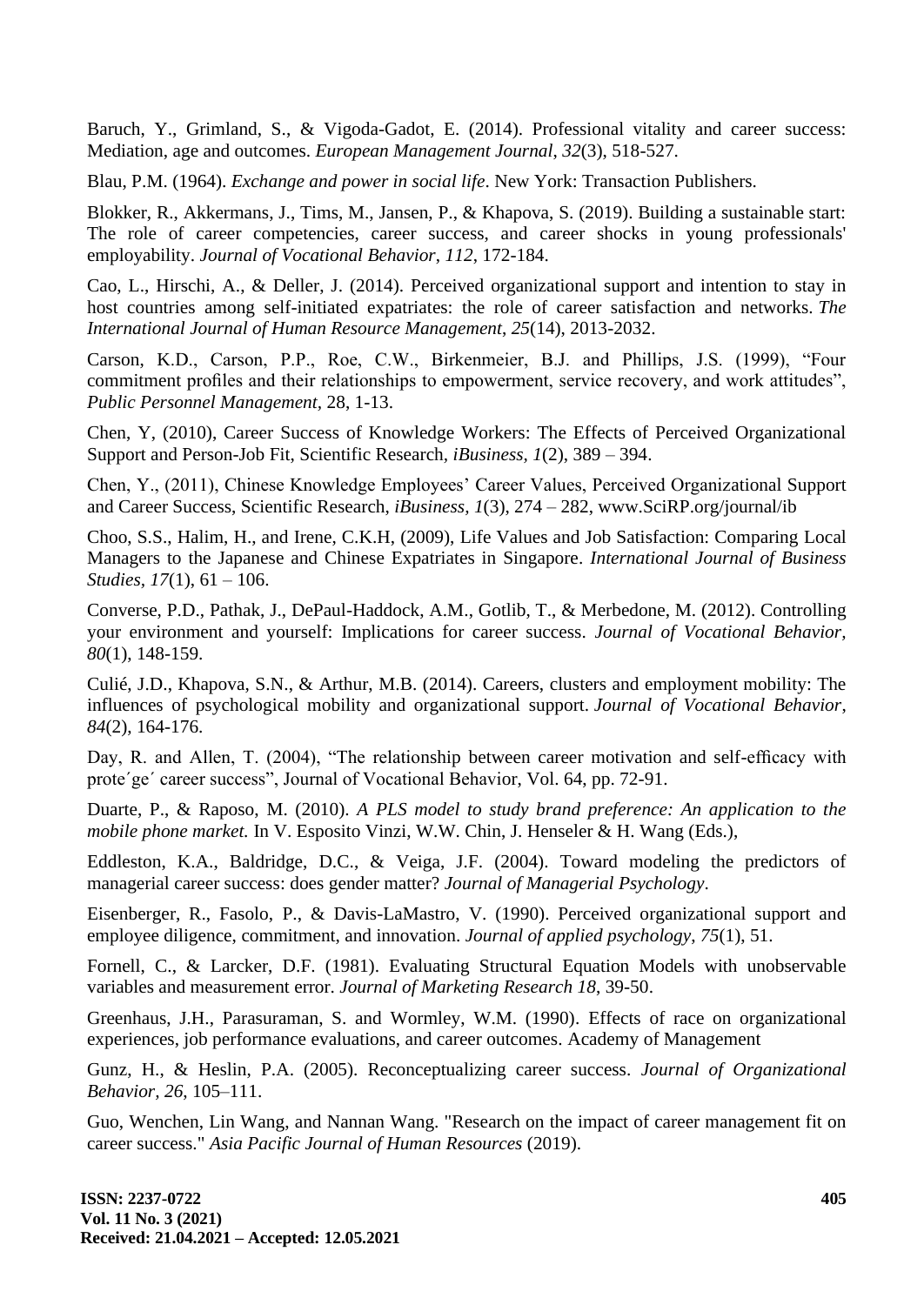Baruch, Y., Grimland, S., & Vigoda-Gadot, E. (2014). Professional vitality and career success: Mediation, age and outcomes. *European Management Journal*, *32*(3), 518-527.

Blau, P.M. (1964). *Exchange and power in social life*. New York: Transaction Publishers.

Blokker, R., Akkermans, J., Tims, M., Jansen, P., & Khapova, S. (2019). Building a sustainable start: The role of career competencies, career success, and career shocks in young professionals' employability. *Journal of Vocational Behavior*, *112*, 172-184.

Cao, L., Hirschi, A., & Deller, J. (2014). Perceived organizational support and intention to stay in host countries among self-initiated expatriates: the role of career satisfaction and networks. *The International Journal of Human Resource Management*, *25*(14), 2013-2032.

Carson, K.D., Carson, P.P., Roe, C.W., Birkenmeier, B.J. and Phillips, J.S. (1999), "Four commitment profiles and their relationships to empowerment, service recovery, and work attitudes", *Public Personnel Management*, 28, 1-13.

Chen, Y, (2010), Career Success of Knowledge Workers: The Effects of Perceived Organizational Support and Person-Job Fit, Scientific Research, *iBusiness*, *1*(2), 389 – 394.

Chen, Y., (2011), Chinese Knowledge Employees' Career Values, Perceived Organizational Support and Career Success, Scientific Research, *iBusiness*, *1*(3), 274 – 282, www.SciRP.org/journal/ib

Choo, S.S., Halim, H., and Irene, C.K.H, (2009), Life Values and Job Satisfaction: Comparing Local Managers to the Japanese and Chinese Expatriates in Singapore. *International Journal of Business Studies*, *17*(1), 61 – 106.

Converse, P.D., Pathak, J., DePaul-Haddock, A.M., Gotlib, T., & Merbedone, M. (2012). Controlling your environment and yourself: Implications for career success. *Journal of Vocational Behavior*, *80*(1), 148-159.

Culié, J.D., Khapova, S.N., & Arthur, M.B. (2014). Careers, clusters and employment mobility: The influences of psychological mobility and organizational support. *Journal of Vocational Behavior*, *84*(2), 164-176.

Day, R. and Allen, T. (2004), "The relationship between career motivation and self-efficacy with prote´ge´ career success", Journal of Vocational Behavior, Vol. 64, pp. 72-91.

Duarte, P., & Raposo, M. (2010). *A PLS model to study brand preference: An application to the mobile phone market.* In V. Esposito Vinzi, W.W. Chin, J. Henseler & H. Wang (Eds.),

Eddleston, K.A., Baldridge, D.C., & Veiga, J.F. (2004). Toward modeling the predictors of managerial career success: does gender matter? *Journal of Managerial Psychology*.

Eisenberger, R., Fasolo, P., & Davis-LaMastro, V. (1990). Perceived organizational support and employee diligence, commitment, and innovation. *Journal of applied psychology*, *75*(1), 51.

Fornell, C., & Larcker, D.F. (1981). Evaluating Structural Equation Models with unobservable variables and measurement error. *Journal of Marketing Research 18*, 39-50.

Greenhaus, J.H., Parasuraman, S. and Wormley, W.M. (1990). Effects of race on organizational experiences, job performance evaluations, and career outcomes. Academy of Management

Gunz, H., & Heslin, P.A. (2005). Reconceptualizing career success. *Journal of Organizational Behavior*, *26*, 105–111.

Guo, Wenchen, Lin Wang, and Nannan Wang. "Research on the impact of career management fit on career success." *Asia Pacific Journal of Human Resources* (2019).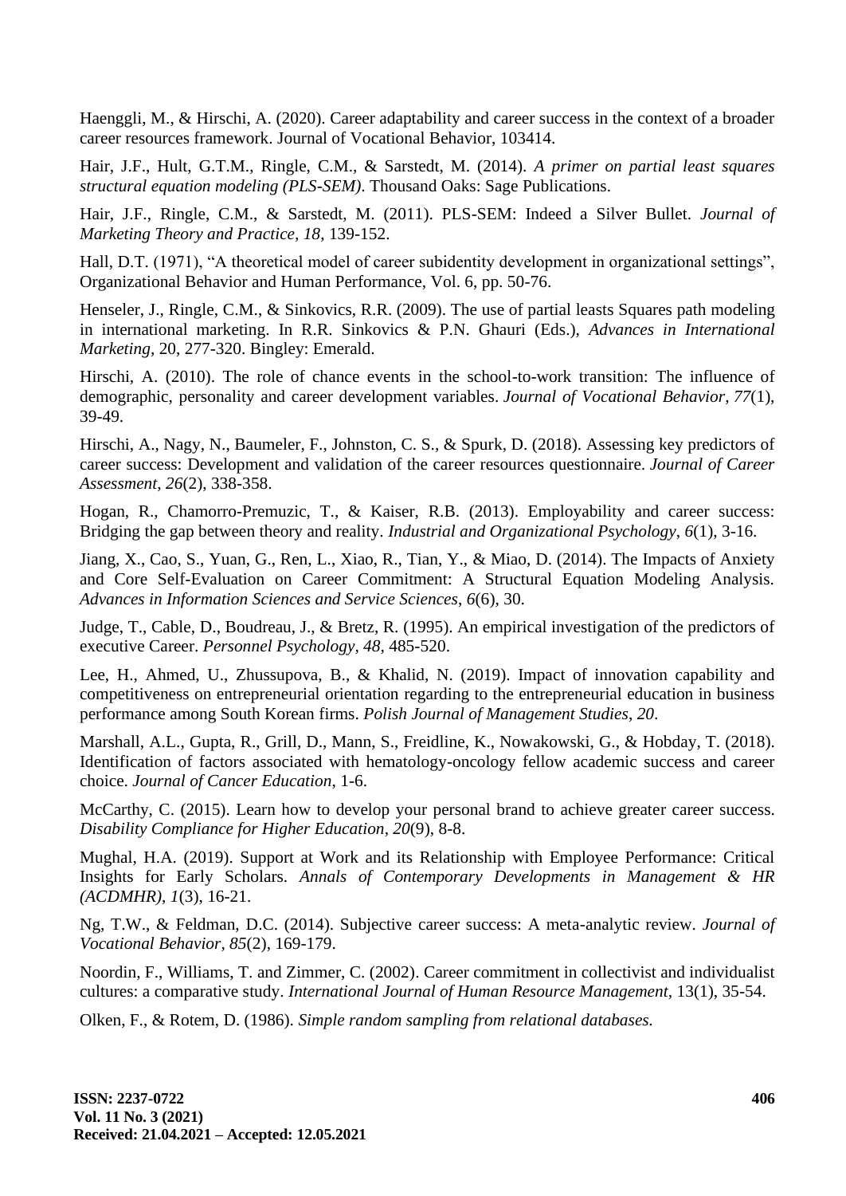Haenggli, M., & Hirschi, A. (2020). Career adaptability and career success in the context of a broader career resources framework. Journal of Vocational Behavior, 103414.

Hair, J.F., Hult, G.T.M., Ringle, C.M., & Sarstedt, M. (2014). *A primer on partial least squares structural equation modeling (PLS-SEM)*. Thousand Oaks: Sage Publications.

Hair, J.F., Ringle, C.M., & Sarstedt, M. (2011). PLS-SEM: Indeed a Silver Bullet. *Journal of Marketing Theory and Practice, 18*, 139-152.

Hall, D.T. (1971), "A theoretical model of career subidentity development in organizational settings", Organizational Behavior and Human Performance, Vol. 6, pp. 50-76.

Henseler, J., Ringle, C.M., & Sinkovics, R.R. (2009). The use of partial leasts Squares path modeling in international marketing. In R.R. Sinkovics & P.N. Ghauri (Eds.), *Advances in International Marketing*, 20, 277-320. Bingley: Emerald.

Hirschi, A. (2010). The role of chance events in the school-to-work transition: The influence of demographic, personality and career development variables. *Journal of Vocational Behavior*, *77*(1), 39-49.

Hirschi, A., Nagy, N., Baumeler, F., Johnston, C. S., & Spurk, D. (2018). Assessing key predictors of career success: Development and validation of the career resources questionnaire. *Journal of Career Assessment*, *26*(2), 338-358.

Hogan, R., Chamorro-Premuzic, T., & Kaiser, R.B. (2013). Employability and career success: Bridging the gap between theory and reality. *Industrial and Organizational Psychology*, *6*(1), 3-16.

Jiang, X., Cao, S., Yuan, G., Ren, L., Xiao, R., Tian, Y., & Miao, D. (2014). The Impacts of Anxiety and Core Self-Evaluation on Career Commitment: A Structural Equation Modeling Analysis. *Advances in Information Sciences and Service Sciences*, *6*(6), 30.

Judge, T., Cable, D., Boudreau, J., & Bretz, R. (1995). An empirical investigation of the predictors of executive Career. *Personnel Psychology, 48*, 485-520.

Lee, H., Ahmed, U., Zhussupova, B., & Khalid, N. (2019). Impact of innovation capability and competitiveness on entrepreneurial orientation regarding to the entrepreneurial education in business performance among South Korean firms. *Polish Journal of Management Studies*, *20*.

Marshall, A.L., Gupta, R., Grill, D., Mann, S., Freidline, K., Nowakowski, G., & Hobday, T. (2018). Identification of factors associated with hematology-oncology fellow academic success and career choice. *Journal of Cancer Education*, 1-6.

McCarthy, C. (2015). Learn how to develop your personal brand to achieve greater career success. *Disability Compliance for Higher Education*, *20*(9), 8-8.

Mughal, H.A. (2019). Support at Work and its Relationship with Employee Performance: Critical Insights for Early Scholars. *Annals of Contemporary Developments in Management & HR (ACDMHR)*, *1*(3), 16-21.

Ng, T.W., & Feldman, D.C. (2014). Subjective career success: A meta-analytic review. *Journal of Vocational Behavior*, *85*(2), 169-179.

Noordin, F., Williams, T. and Zimmer, C. (2002). Career commitment in collectivist and individualist cultures: a comparative study. *International Journal of Human Resource Management*, 13(1), 35-54.

Olken, F., & Rotem, D. (1986). *Simple random sampling from relational databases.*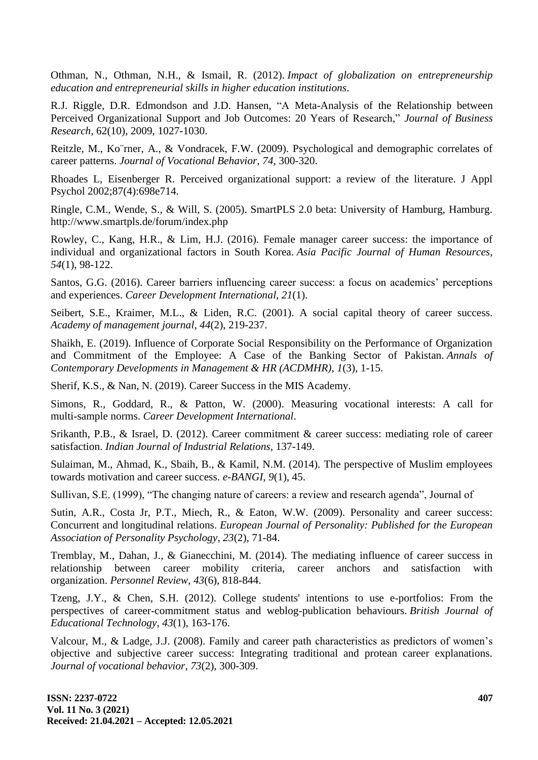Othman, N., Othman, N.H., & Ismail, R. (2012). *Impact of globalization on entrepreneurship education and entrepreneurial skills in higher education institutions*.

R.J. Riggle, D.R. Edmondson and J.D. Hansen, "A Meta-Analysis of the Relationship between Perceived Organizational Support and Job Outcomes: 20 Years of Research," *Journal of Business Research*, 62(10), 2009, 1027-1030.

Reitzle, M., Ko¨rner, A., & Vondracek, F.W. (2009). Psychological and demographic correlates of career patterns. *Journal of Vocational Behavior, 74*, 300-320.

Rhoades L, Eisenberger R. Perceived organizational support: a review of the literature. J Appl Psychol 2002;87(4):698e714.

Ringle, C.M., Wende, S., & Will, S. (2005). SmartPLS 2.0 beta: University of Hamburg, Hamburg. http://www.smartpls.de/forum/index.php

Rowley, C., Kang, H.R., & Lim, H.J. (2016). Female manager career success: the importance of individual and organizational factors in South Korea. *Asia Pacific Journal of Human Resources*, *54*(1), 98-122.

Santos, G.G. (2016). Career barriers influencing career success: a focus on academics' perceptions and experiences. *Career Development International*, *21*(1).

Seibert, S.E., Kraimer, M.L., & Liden, R.C. (2001). A social capital theory of career success. *Academy of management journal*, *44*(2), 219-237.

Shaikh, E. (2019). Influence of Corporate Social Responsibility on the Performance of Organization and Commitment of the Employee: A Case of the Banking Sector of Pakistan. *Annals of Contemporary Developments in Management & HR (ACDMHR)*, *1*(3), 1-15.

Sherif, K.S., & Nan, N. (2019). Career Success in the MIS Academy.

Simons, R., Goddard, R., & Patton, W. (2000). Measuring vocational interests: A call for multi-sample norms. *Career Development International*.

Srikanth, P.B., & Israel, D. (2012). Career commitment & career success: mediating role of career satisfaction. *Indian Journal of Industrial Relations*, 137-149.

Sulaiman, M., Ahmad, K., Sbaih, B., & Kamil, N.M. (2014). The perspective of Muslim employees towards motivation and career success. *e-BANGI*, *9*(1), 45.

Sullivan, S.E. (1999), "The changing nature of careers: a review and research agenda", Journal of

Sutin, A.R., Costa Jr, P.T., Miech, R., & Eaton, W.W. (2009). Personality and career success: Concurrent and longitudinal relations. *European Journal of Personality: Published for the European Association of Personality Psychology*, *23*(2), 71-84.

Tremblay, M., Dahan, J., & Gianecchini, M. (2014). The mediating influence of career success in relationship between career mobility criteria, career anchors and satisfaction with organization. *Personnel Review*, *43*(6), 818-844.

Tzeng, J.Y., & Chen, S.H. (2012). College students' intentions to use e-portfolios: From the perspectives of career-commitment status and weblog-publication behaviours. *British Journal of Educational Technology*, *43*(1), 163-176.

Valcour, M., & Ladge, J.J. (2008). Family and career path characteristics as predictors of women's objective and subjective career success: Integrating traditional and protean career explanations. *Journal of vocational behavior*, *73*(2), 300-309.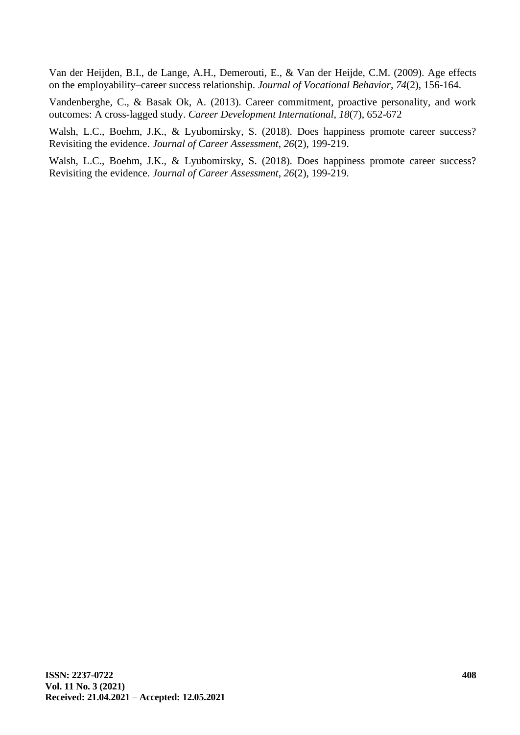Van der Heijden, B.I., de Lange, A.H., Demerouti, E., & Van der Heijde, C.M. (2009). Age effects on the employability–career success relationship. *Journal of Vocational Behavior*, *74*(2), 156-164.

Vandenberghe, C., & Basak Ok, A. (2013). Career commitment, proactive personality, and work outcomes: A cross-lagged study. *Career Development International*, *18*(7), 652-672

Walsh, L.C., Boehm, J.K., & Lyubomirsky, S. (2018). Does happiness promote career success? Revisiting the evidence. *Journal of Career Assessment*, *26*(2), 199-219.

Walsh, L.C., Boehm, J.K., & Lyubomirsky, S. (2018). Does happiness promote career success? Revisiting the evidence. *Journal of Career Assessment*, *26*(2), 199-219.